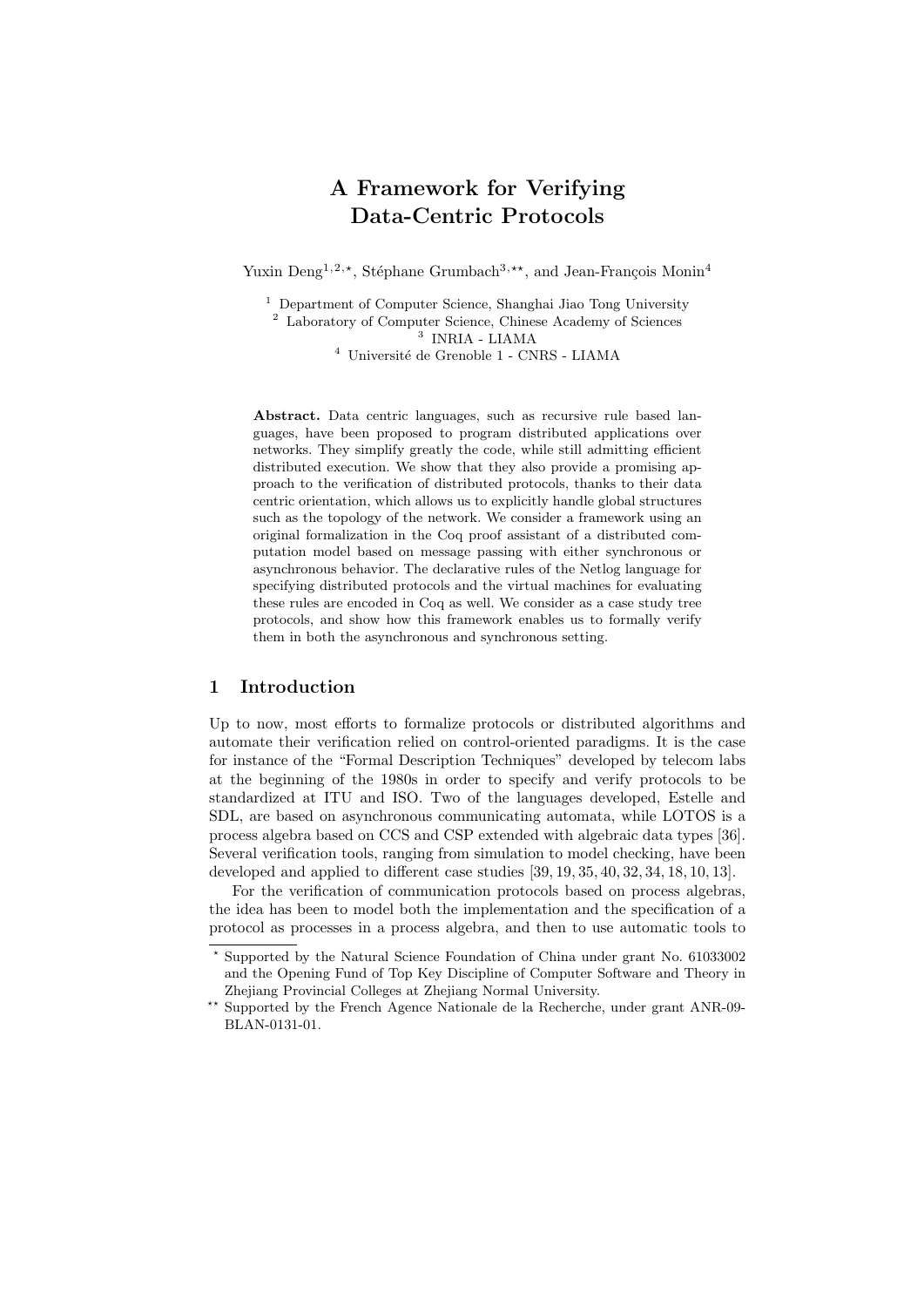# A Framework for Verifying Data-Centric Protocols

Yuxin Deng[1,2,⋆], Stéphane Grumbach[3,⋆⋆], and Jean-François Monin[4]

[1] Department of Computer Science, Shanghai Jiao Tong University
[2] Laboratory of Computer Science, Chinese Academy of Sciences
[3] INRIA - LIAMA
[4] Université de Grenoble 1 - CNRS - LIAMA

**Abstract.** Data centric languages, such as recursive rule based languages, have been proposed to program distributed applications over networks. They simplify greatly the code, while still admitting efficient distributed execution. We show that they also provide a promising approach to the verification of distributed protocols, thanks to their data centric orientation, which allows us to explicitly handle global structures such as the topology of the network. We consider a framework using an original formalization in the Coq proof assistant of a distributed computation model based on message passing with either synchronous or asynchronous behavior. The declarative rules of the Netlog language for specifying distributed protocols and the virtual machines for evaluating these rules are encoded in Coq as well. We consider as a case study tree protocols, and show how this framework enables us to formally verify them in both the asynchronous and synchronous setting.

## 1 Introduction

Up to now, most efforts to formalize protocols or distributed algorithms and automate their verification relied on control-oriented paradigms. It is the case for instance of the "Formal Description Techniques" developed by telecom labs at the beginning of the 1980s in order to specify and verify protocols to be standardized at ITU and ISO. Two of the languages developed, Estelle and SDL, are based on asynchronous communicating automata, while LOTOS is a process algebra based on CCS and CSP extended with algebraic data types [36]. Several verification tools, ranging from simulation to model checking, have been developed and applied to different case studies [39, 19, 35, 40, 32, 34, 18, 10, 13].

For the verification of communication protocols based on process algebras, the idea has been to model both the implementation and the specification of a protocol as processes in a process algebra, and then to use automatic tools to

⋆ Supported by the Natural Science Foundation of China under grant No. 61033002 and the Opening Fund of Top Key Discipline of Computer Software and Theory in Zhejiang Provincial Colleges at Zhejiang Normal University.

⋆⋆ Supported by the French Agence Nationale de la Recherche, under grant ANR-09-BLAN-0131-01.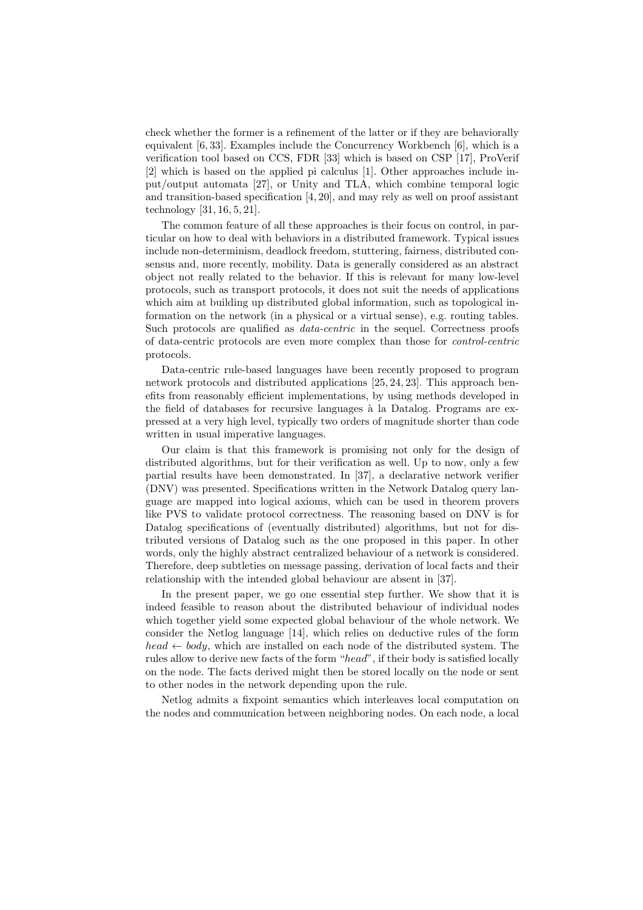check whether the former is a refinement of the latter or if they are behaviorally equivalent [6, 33]. Examples include the Concurrency Workbench [6], which is a verification tool based on CCS, FDR [33] which is based on CSP [17], ProVerif [2] which is based on the applied pi calculus [1]. Other approaches include input/output automata [27], or Unity and TLA, which combine temporal logic and transition-based specification [4, 20], and may rely as well on proof assistant technology [31, 16, 5, 21].

The common feature of all these approaches is their focus on control, in particular on how to deal with behaviors in a distributed framework. Typical issues include non-determinism, deadlock freedom, stuttering, fairness, distributed consensus and, more recently, mobility. Data is generally considered as an abstract object not really related to the behavior. If this is relevant for many low-level protocols, such as transport protocols, it does not suit the needs of applications which aim at building up distributed global information, such as topological information on the network (in a physical or a virtual sense), e.g. routing tables. Such protocols are qualified as *data-centric* in the sequel. Correctness proofs of data-centric protocols are even more complex than those for *control-centric* protocols.

Data-centric rule-based languages have been recently proposed to program network protocols and distributed applications [25, 24, 23]. This approach benefits from reasonably efficient implementations, by using methods developed in the field of databases for recursive languages à la Datalog. Programs are expressed at a very high level, typically two orders of magnitude shorter than code written in usual imperative languages.

Our claim is that this framework is promising not only for the design of distributed algorithms, but for their verification as well. Up to now, only a few partial results have been demonstrated. In [37], a declarative network verifier (DNV) was presented. Specifications written in the Network Datalog query language are mapped into logical axioms, which can be used in theorem provers like PVS to validate protocol correctness. The reasoning based on DNV is for Datalog specifications of (eventually distributed) algorithms, but not for distributed versions of Datalog such as the one proposed in this paper. In other words, only the highly abstract centralized behaviour of a network is considered. Therefore, deep subtleties on message passing, derivation of local facts and their relationship with the intended global behaviour are absent in [37].

In the present paper, we go one essential step further. We show that it is indeed feasible to reason about the distributed behaviour of individual nodes which together yield some expected global behaviour of the whole network. We consider the Netlog language [14], which relies on deductive rules of the form $head \leftarrow body$, which are installed on each node of the distributed system. The rules allow to derive new facts of the form "*head*", if their body is satisfied locally on the node. The facts derived might then be stored locally on the node or sent to other nodes in the network depending upon the rule.

Netlog admits a fixpoint semantics which interleaves local computation on the nodes and communication between neighboring nodes. On each node, a local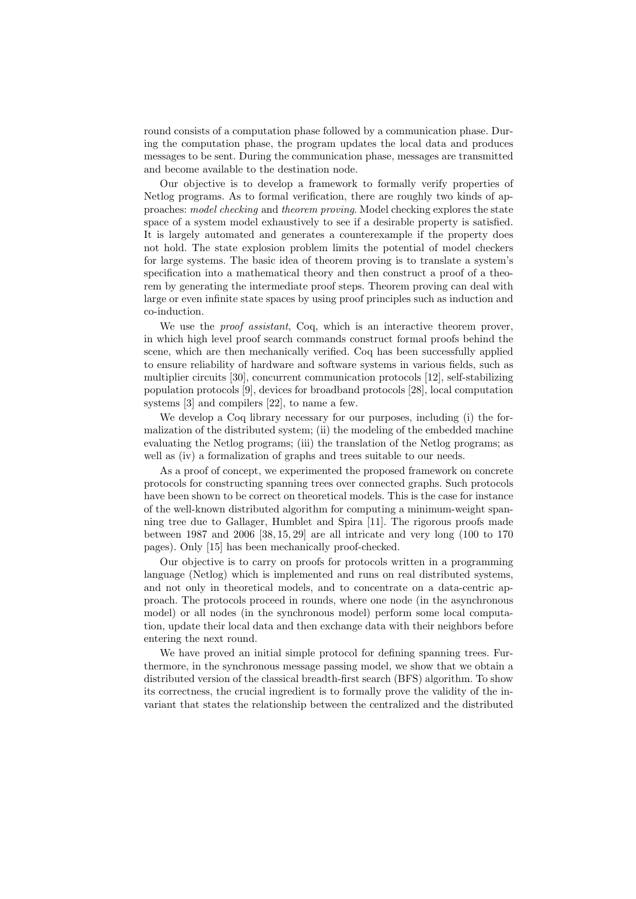round consists of a computation phase followed by a communication phase. During the computation phase, the program updates the local data and produces messages to be sent. During the communication phase, messages are transmitted and become available to the destination node.

Our objective is to develop a framework to formally verify properties of Netlog programs. As to formal verification, there are roughly two kinds of approaches: *model checking* and *theorem proving*. Model checking explores the state space of a system model exhaustively to see if a desirable property is satisfied. It is largely automated and generates a counterexample if the property does not hold. The state explosion problem limits the potential of model checkers for large systems. The basic idea of theorem proving is to translate a system's specification into a mathematical theory and then construct a proof of a theorem by generating the intermediate proof steps. Theorem proving can deal with large or even infinite state spaces by using proof principles such as induction and co-induction.

We use the *proof assistant*, Coq, which is an interactive theorem prover, in which high level proof search commands construct formal proofs behind the scene, which are then mechanically verified. Coq has been successfully applied to ensure reliability of hardware and software systems in various fields, such as multiplier circuits [30], concurrent communication protocols [12], self-stabilizing population protocols [9], devices for broadband protocols [28], local computation systems [3] and compilers [22], to name a few.

We develop a Coq library necessary for our purposes, including (i) the formalization of the distributed system; (ii) the modeling of the embedded machine evaluating the Netlog programs; (iii) the translation of the Netlog programs; as well as (iv) a formalization of graphs and trees suitable to our needs.

As a proof of concept, we experimented the proposed framework on concrete protocols for constructing spanning trees over connected graphs. Such protocols have been shown to be correct on theoretical models. This is the case for instance of the well-known distributed algorithm for computing a minimum-weight spanning tree due to Gallager, Humblet and Spira [11]. The rigorous proofs made between 1987 and 2006 [38, 15, 29] are all intricate and very long (100 to 170 pages). Only [15] has been mechanically proof-checked.

Our objective is to carry on proofs for protocols written in a programming language (Netlog) which is implemented and runs on real distributed systems, and not only in theoretical models, and to concentrate on a data-centric approach. The protocols proceed in rounds, where one node (in the asynchronous model) or all nodes (in the synchronous model) perform some local computation, update their local data and then exchange data with their neighbors before entering the next round.

We have proved an initial simple protocol for defining spanning trees. Furthermore, in the synchronous message passing model, we show that we obtain a distributed version of the classical breadth-first search (BFS) algorithm. To show its correctness, the crucial ingredient is to formally prove the validity of the invariant that states the relationship between the centralized and the distributed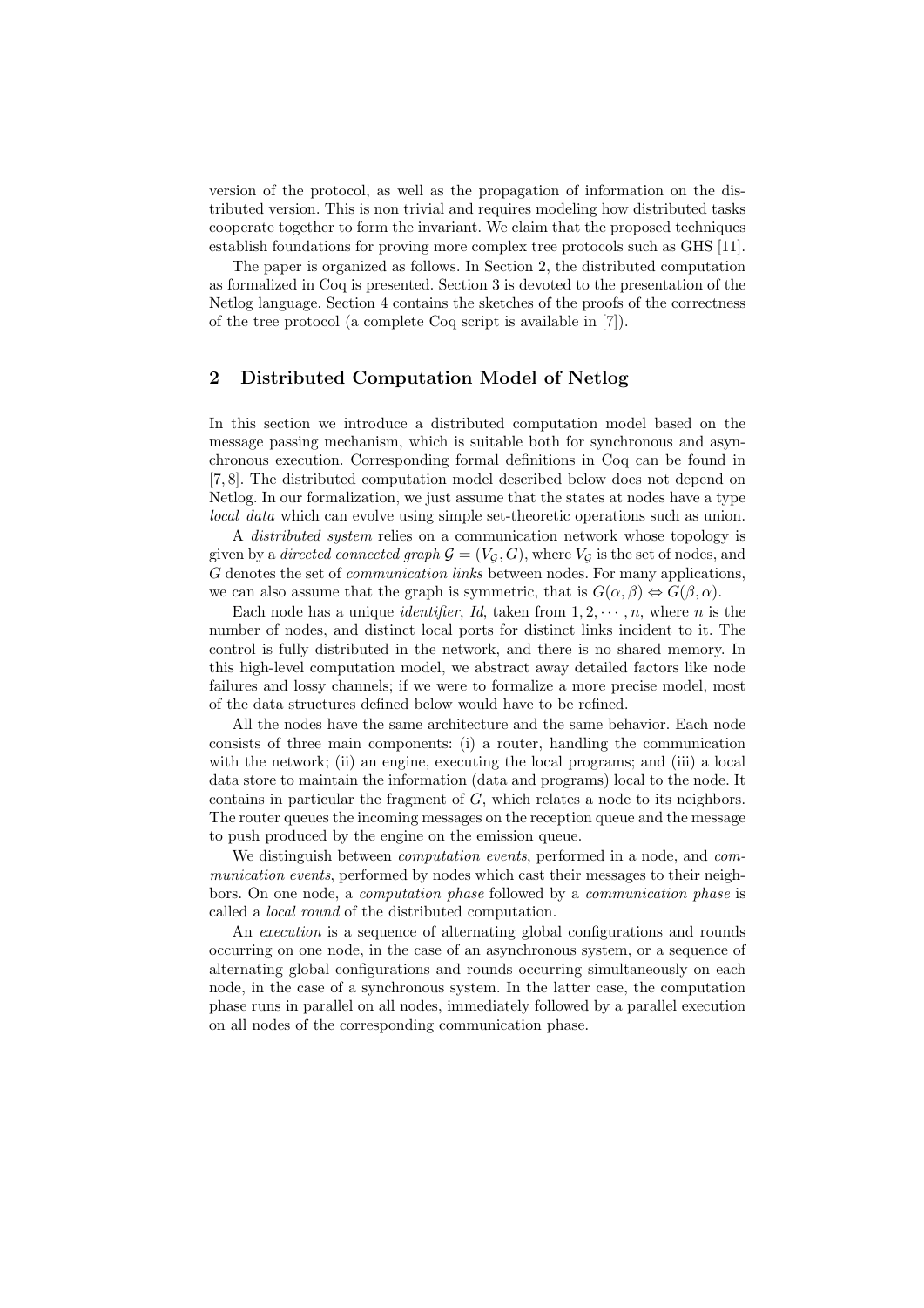version of the protocol, as well as the propagation of information on the distributed version. This is non trivial and requires modeling how distributed tasks cooperate together to form the invariant. We claim that the proposed techniques establish foundations for proving more complex tree protocols such as GHS [11].

The paper is organized as follows. In Section 2, the distributed computation as formalized in Coq is presented. Section 3 is devoted to the presentation of the Netlog language. Section 4 contains the sketches of the proofs of the correctness of the tree protocol (a complete Coq script is available in [7]).

## 2 Distributed Computation Model of Netlog

In this section we introduce a distributed computation model based on the message passing mechanism, which is suitable both for synchronous and asynchronous execution. Corresponding formal definitions in Coq can be found in [7, 8]. The distributed computation model described below does not depend on Netlog. In our formalization, we just assume that the states at nodes have a type *local_data* which can evolve using simple set-theoretic operations such as union.

A *distributed system* relies on a communication network whose topology is given by a *directed connected graph* $\mathcal{G} = (V_{\mathcal{G}}, G)$, where $V_{\mathcal{G}}$ is the set of nodes, and $G$ denotes the set of *communication links* between nodes. For many applications, we can also assume that the graph is symmetric, that is $G(\alpha, \beta) \Leftrightarrow G(\beta, \alpha)$.

Each node has a unique *identifier*, *Id*, taken from $1, 2, \cdots, n$, where $n$ is the number of nodes, and distinct local ports for distinct links incident to it. The control is fully distributed in the network, and there is no shared memory. In this high-level computation model, we abstract away detailed factors like node failures and lossy channels; if we were to formalize a more precise model, most of the data structures defined below would have to be refined.

All the nodes have the same architecture and the same behavior. Each node consists of three main components: (i) a router, handling the communication with the network; (ii) an engine, executing the local programs; and (iii) a local data store to maintain the information (data and programs) local to the node. It contains in particular the fragment of $G$, which relates a node to its neighbors. The router queues the incoming messages on the reception queue and the message to push produced by the engine on the emission queue.

We distinguish between *computation events*, performed in a node, and *communication events*, performed by nodes which cast their messages to their neighbors. On one node, a *computation phase* followed by a *communication phase* is called a *local round* of the distributed computation.

An *execution* is a sequence of alternating global configurations and rounds occurring on one node, in the case of an asynchronous system, or a sequence of alternating global configurations and rounds occurring simultaneously on each node, in the case of a synchronous system. In the latter case, the computation phase runs in parallel on all nodes, immediately followed by a parallel execution on all nodes of the corresponding communication phase.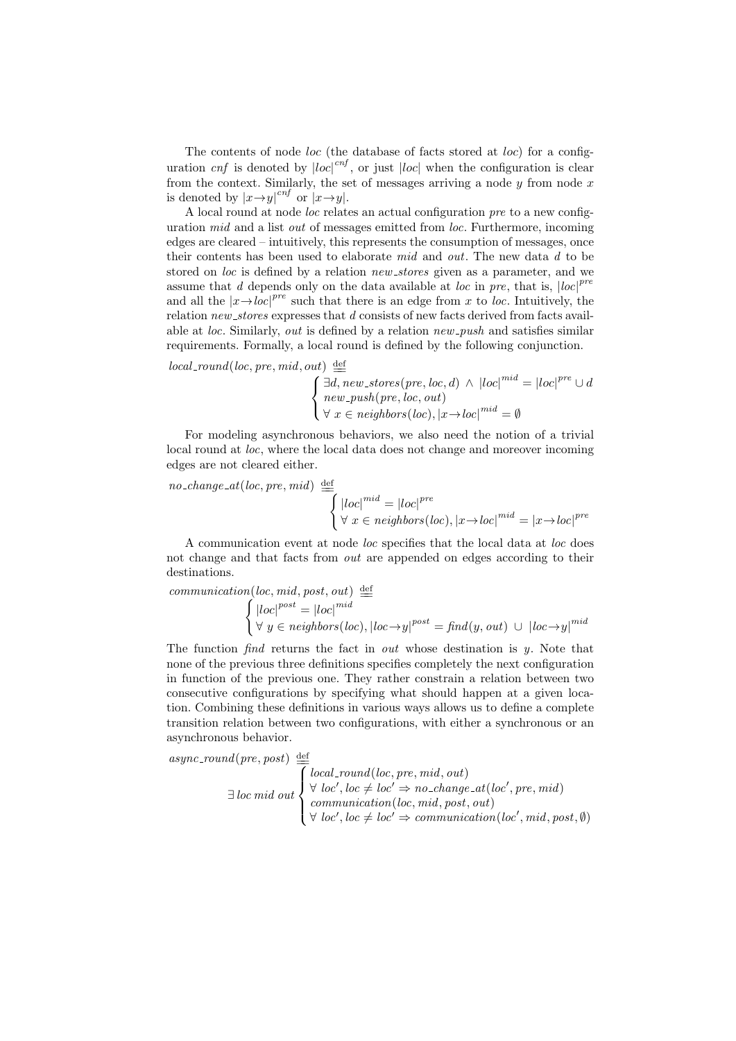The contents of node *loc* (the database of facts stored at *loc*) for a configuration *cnf* is denoted by $|loc|^{cnf}$, or just $|loc|$ when the configuration is clear from the context. Similarly, the set of messages arriving a node $y$ from node $x$ is denoted by $|x{\to}y|^{cnf}$ or $|x{\to}y|$.

A local round at node *loc* relates an actual configuration *pre* to a new configuration *mid* and a list *out* of messages emitted from *loc*. Furthermore, incoming edges are cleared – intuitively, this represents the consumption of messages, once their contents has been used to elaborate *mid* and *out*. The new data $d$ to be stored on *loc* is defined by a relation *new_stores* given as a parameter, and we assume that $d$ depends only on the data available at *loc* in *pre*, that is, $|loc|^{pre}$ and all the $|x{\to}loc|^{pre}$ such that there is an edge from $x$ to *loc*. Intuitively, the relation *new_stores* expresses that $d$ consists of new facts derived from facts available at *loc*. Similarly, *out* is defined by a relation *new_push* and satisfies similar requirements. Formally, a local round is defined by the following conjunction.

$$
\mathit{local\_round}(loc, pre, mid, out) \stackrel{\text{def}}{=\!=} \begin{cases} \exists d, \mathit{new\_stores}(pre, loc, d) \ \wedge \ |loc|^{mid} = |loc|^{pre} \cup d \\ \mathit{new\_push}(pre, loc, out) \\ \forall\ x \in \mathit{neighbors}(loc), |x{\to}loc|^{mid} = \emptyset \end{cases}
$$

For modeling asynchronous behaviors, we also need the notion of a trivial local round at *loc*, where the local data does not change and moreover incoming edges are not cleared either.

$$
\mathit{no\_change\_at}(loc, pre, mid) \stackrel{\text{def}}{=\!=} \begin{cases} |loc|^{mid} = |loc|^{pre} \\ \forall\ x \in \mathit{neighbors}(loc), |x{\to}loc|^{mid} = |x{\to}loc|^{pre} \end{cases}
$$

A communication event at node *loc* specifies that the local data at *loc* does not change and that facts from *out* are appended on edges according to their destinations.

$$
\mathit{communication}(loc, mid, post, out) \stackrel{\text{def}}{=\!=} \begin{cases} |loc|^{post} = |loc|^{mid} \\ \forall\ y \in \mathit{neighbors}(loc), |loc{\to}y|^{post} = \mathit{find}(y, out) \ \cup \ |loc{\to}y|^{mid} \end{cases}
$$

The function *find* returns the fact in *out* whose destination is $y$. Note that none of the previous three definitions specifies completely the next configuration in function of the previous one. They rather constrain a relation between two consecutive configurations by specifying what should happen at a given location. Combining these definitions in various ways allows us to define a complete transition relation between two configurations, with either a synchronous or an asynchronous behavior.

$$
\mathit{async\_round}(pre, post) \stackrel{\text{def}}{=\!=} \exists\, loc\ mid\ out \begin{cases} \mathit{local\_round}(loc, pre, mid, out) \\ \forall\ loc', loc \neq loc' \Rightarrow \mathit{no\_change\_at}(loc', pre, mid) \\ \mathit{communication}(loc, mid, post, out) \\ \forall\ loc', loc \neq loc' \Rightarrow \mathit{communication}(loc', mid, post, \emptyset) \end{cases}
$$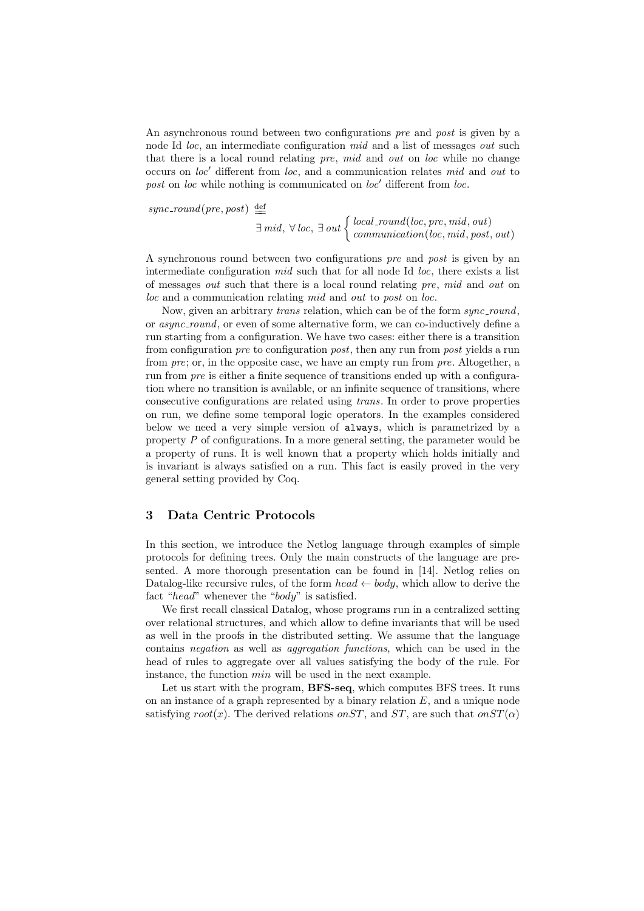An asynchronous round between two configurations *pre* and *post* is given by a node Id *loc*, an intermediate configuration *mid* and a list of messages *out* such that there is a local round relating *pre*, *mid* and *out* on *loc* while no change occurs on $loc'$ different from *loc*, and a communication relates *mid* and *out* to *post* on *loc* while nothing is communicated on $loc'$ different from *loc*.

$$sync\_round(pre, post) \stackrel{\text{def}}{=} \exists\, mid,\ \forall\, loc,\ \exists\, out \begin{cases} local\_round(loc, pre, mid, out) \\ communication(loc, mid, post, out) \end{cases}$$

A synchronous round between two configurations *pre* and *post* is given by an intermediate configuration *mid* such that for all node Id *loc*, there exists a list of messages *out* such that there is a local round relating *pre*, *mid* and *out* on *loc* and a communication relating *mid* and *out* to *post* on *loc*.

Now, given an arbitrary *trans* relation, which can be of the form *sync_round*, or *async_round*, or even of some alternative form, we can co-inductively define a run starting from a configuration. We have two cases: either there is a transition from configuration *pre* to configuration *post*, then any run from *post* yields a run from *pre*; or, in the opposite case, we have an empty run from *pre*. Altogether, a run from *pre* is either a finite sequence of transitions ended up with a configuration where no transition is available, or an infinite sequence of transitions, where consecutive configurations are related using *trans*. In order to prove properties on run, we define some temporal logic operators. In the examples considered below we need a very simple version of `always`, which is parametrized by a property $P$ of configurations. In a more general setting, the parameter would be a property of runs. It is well known that a property which holds initially and is invariant is always satisfied on a run. This fact is easily proved in the very general setting provided by Coq.

## 3 Data Centric Protocols

In this section, we introduce the Netlog language through examples of simple protocols for defining trees. Only the main constructs of the language are presented. A more thorough presentation can be found in [14]. Netlog relies on Datalog-like recursive rules, of the form $head \leftarrow body$, which allow to derive the fact "*head*" whenever the "*body*" is satisfied.

We first recall classical Datalog, whose programs run in a centralized setting over relational structures, and which allow to define invariants that will be used as well in the proofs in the distributed setting. We assume that the language contains *negation* as well as *aggregation functions*, which can be used in the head of rules to aggregate over all values satisfying the body of the rule. For instance, the function *min* will be used in the next example.

Let us start with the program, **BFS-seq**, which computes BFS trees. It runs on an instance of a graph represented by a binary relation $E$, and a unique node satisfying $root(x)$. The derived relations $onST$, and $ST$, are such that $onST(\alpha)$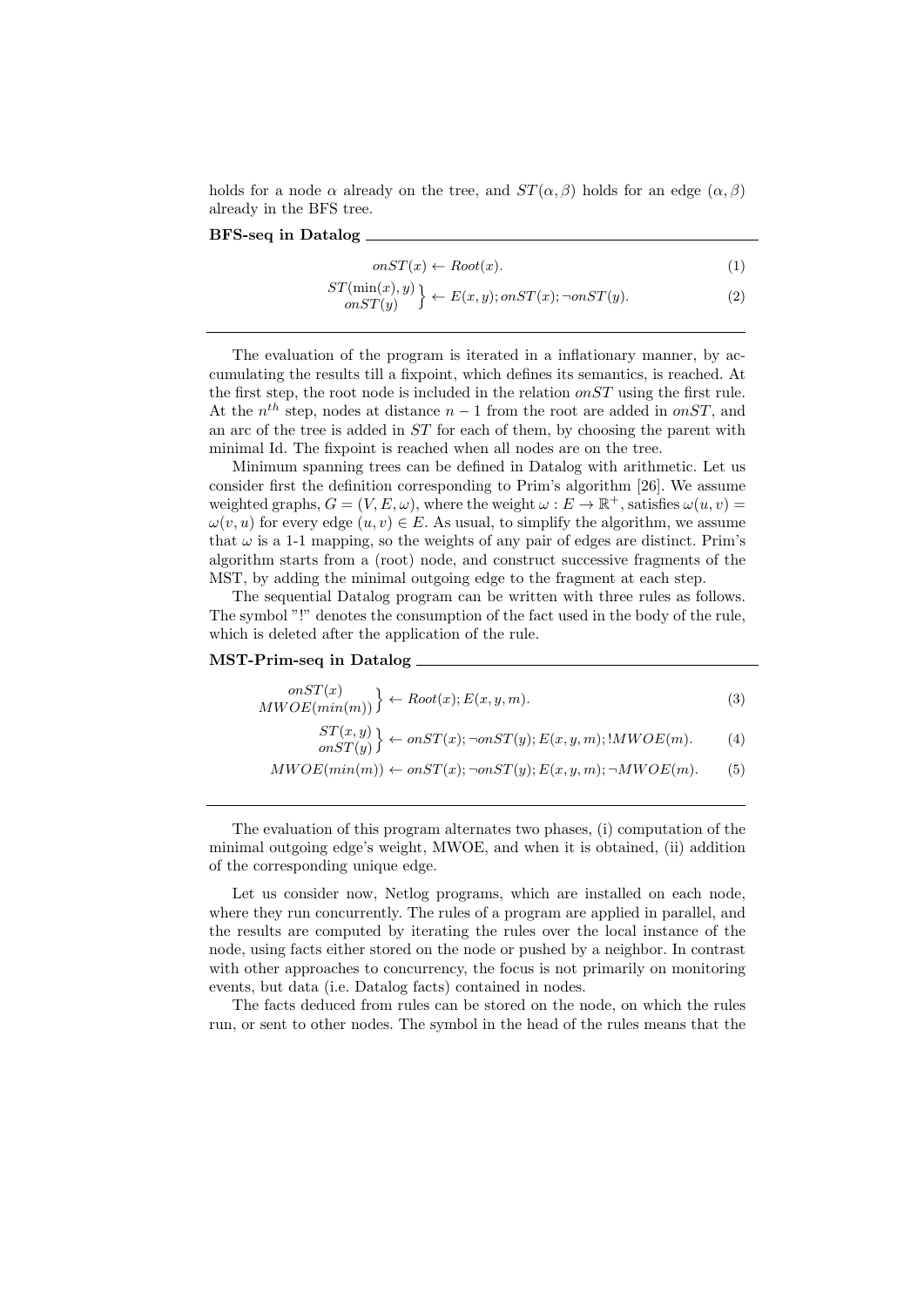holds for a node $\alpha$ already on the tree, and $ST(\alpha, \beta)$ holds for an edge $(\alpha, \beta)$ already in the BFS tree.

**BFS-seq in Datalog**

$$onST(x) \leftarrow Root(x). \tag{1}$$

$$\left.\begin{matrix} ST(\min(x), y) \\ onST(y) \end{matrix}\right\} \leftarrow E(x, y); onST(x); \neg onST(y). \tag{2}$$

---

The evaluation of the program is iterated in a inflationary manner, by accumulating the results till a fixpoint, which defines its semantics, is reached. At the first step, the root node is included in the relation $onST$ using the first rule. At the $n^{th}$ step, nodes at distance $n-1$ from the root are added in $onST$, and an arc of the tree is added in $ST$ for each of them, by choosing the parent with minimal Id. The fixpoint is reached when all nodes are on the tree.

Minimum spanning trees can be defined in Datalog with arithmetic. Let us consider first the definition corresponding to Prim's algorithm [26]. We assume weighted graphs, $G = (V, E, \omega)$, where the weight $\omega : E \rightarrow \mathbb{R}^+$, satisfies $\omega(u, v) = \omega(v, u)$ for every edge $(u, v) \in E$. As usual, to simplify the algorithm, we assume that $\omega$ is a 1-1 mapping, so the weights of any pair of edges are distinct. Prim's algorithm starts from a (root) node, and construct successive fragments of the MST, by adding the minimal outgoing edge to the fragment at each step.

The sequential Datalog program can be written with three rules as follows. The symbol "!" denotes the consumption of the fact used in the body of the rule, which is deleted after the application of the rule.

**MST-Prim-seq in Datalog**

$$\left.\begin{matrix} onST(x) \\ MWOE(min(m)) \end{matrix}\right\} \leftarrow Root(x); E(x, y, m). \tag{3}$$

$$\left.\begin{matrix} ST(x, y) \\ onST(y) \end{matrix}\right\} \leftarrow onST(x); \neg onST(y); E(x, y, m); !MWOE(m). \tag{4}$$

$$MWOE(min(m)) \leftarrow onST(x); \neg onST(y); E(x, y, m); \neg MWOE(m). \tag{5}$$

---

The evaluation of this program alternates two phases, (i) computation of the minimal outgoing edge's weight, MWOE, and when it is obtained, (ii) addition of the corresponding unique edge.

Let us consider now, Netlog programs, which are installed on each node, where they run concurrently. The rules of a program are applied in parallel, and the results are computed by iterating the rules over the local instance of the node, using facts either stored on the node or pushed by a neighbor. In contrast with other approaches to concurrency, the focus is not primarily on monitoring events, but data (i.e. Datalog facts) contained in nodes.

The facts deduced from rules can be stored on the node, on which the rules run, or sent to other nodes. The symbol in the head of the rules means that the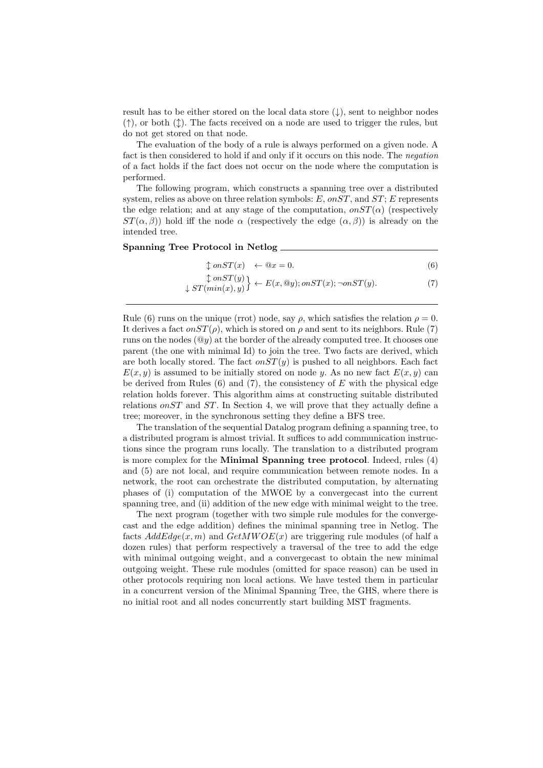result has to be either stored on the local data store (↓), sent to neighbor nodes (↑), or both (↕). The facts received on a node are used to trigger the rules, but do not get stored on that node.

The evaluation of the body of a rule is always performed on a given node. A fact is then considered to hold if and only if it occurs on this node. The *negation* of a fact holds if the fact does not occur on the node where the computation is performed.

The following program, which constructs a spanning tree over a distributed system, relies as above on three relation symbols: $E$, $onST$, and $ST$; $E$ represents the edge relation; and at any stage of the computation, $onST(\alpha)$ (respectively $ST(\alpha, \beta)$) hold iff the node $\alpha$ (respectively the edge $(\alpha, \beta)$) is already on the intended tree.

**Spanning Tree Protocol in Netlog**

$$\updownarrow onST(x) \quad \leftarrow @x = 0. \tag{6}$$

$$\left.\begin{array}{r}\updownarrow onST(y) \\ \downarrow ST(min(x), y)\end{array}\right\} \leftarrow E(x, @y); onST(x); \neg onST(y). \tag{7}$$

Rule (6) runs on the unique (rrot) node, say $\rho$, which satisfies the relation $\rho = 0$. It derives a fact $onST(\rho)$, which is stored on $\rho$ and sent to its neighbors. Rule (7) runs on the nodes ($@y$) at the border of the already computed tree. It chooses one parent (the one with minimal Id) to join the tree. Two facts are derived, which are both locally stored. The fact $onST(y)$ is pushed to all neighbors. Each fact $E(x, y)$ is assumed to be initially stored on node $y$. As no new fact $E(x, y)$ can be derived from Rules (6) and (7), the consistency of $E$ with the physical edge relation holds forever. This algorithm aims at constructing suitable distributed relations $onST$ and $ST$. In Section 4, we will prove that they actually define a tree; moreover, in the synchronous setting they define a BFS tree.

The translation of the sequential Datalog program defining a spanning tree, to a distributed program is almost trivial. It suffices to add communication instructions since the program runs locally. The translation to a distributed program is more complex for the **Minimal Spanning tree protocol**. Indeed, rules (4) and (5) are not local, and require communication between remote nodes. In a network, the root can orchestrate the distributed computation, by alternating phases of (i) computation of the MWOE by a convergecast into the current spanning tree, and (ii) addition of the new edge with minimal weight to the tree.

The next program (together with two simple rule modules for the convergecast and the edge addition) defines the minimal spanning tree in Netlog. The facts $AddEdge(x, m)$ and $GetMWOE(x)$ are triggering rule modules (of half a dozen rules) that perform respectively a traversal of the tree to add the edge with minimal outgoing weight, and a convergecast to obtain the new minimal outgoing weight. These rule modules (omitted for space reason) can be used in other protocols requiring non local actions. We have tested them in particular in a concurrent version of the Minimal Spanning Tree, the GHS, where there is no initial root and all nodes concurrently start building MST fragments.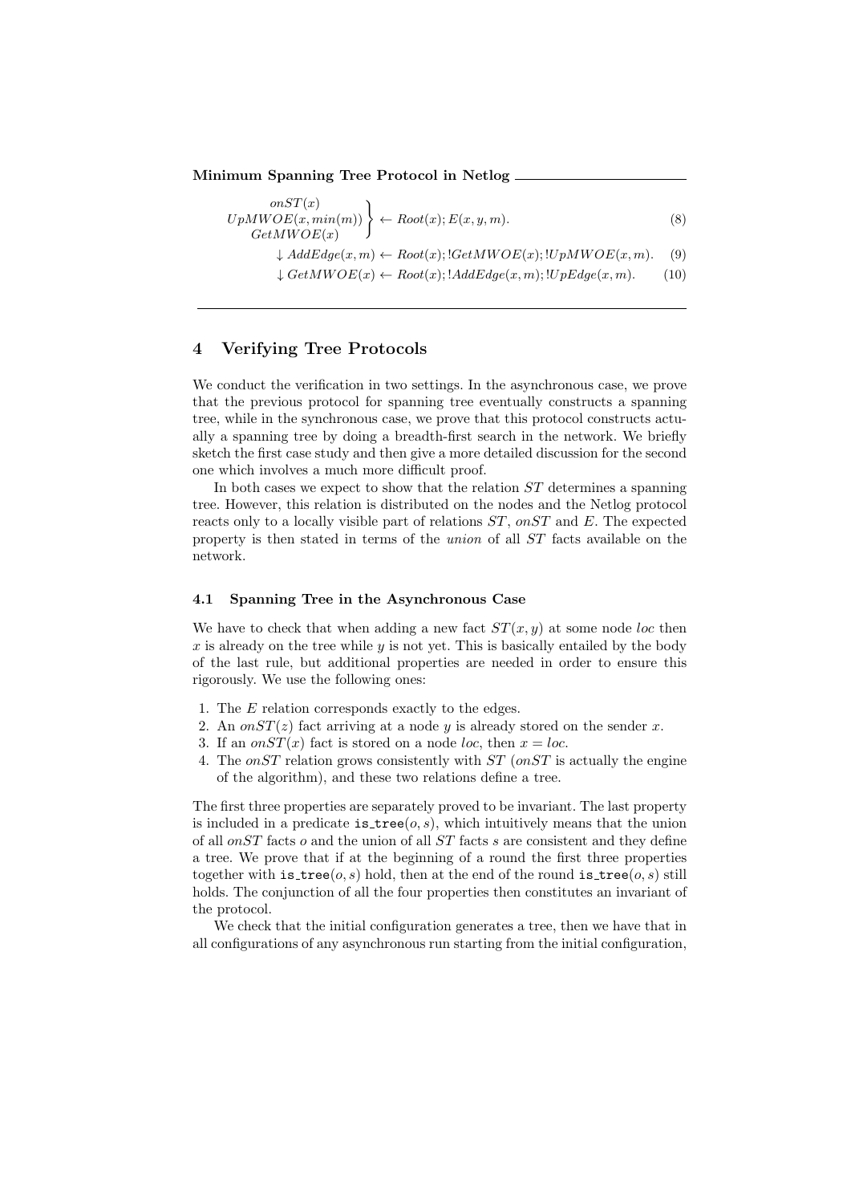**Minimum Spanning Tree Protocol in Netlog**

$$\left.\begin{array}{c} onST(x) \\ UpMWOE(x, min(m)) \\ GetMWOE(x) \end{array}\right\} \leftarrow Root(x); E(x, y, m). \tag{8}$$

$$\downarrow AddEdge(x, m) \leftarrow Root(x); !GetMWOE(x); !UpMWOE(x, m). \tag{9}$$

$$\downarrow GetMWOE(x) \leftarrow Root(x); !AddEdge(x, m); !UpEdge(x, m). \tag{10}$$

## 4 Verifying Tree Protocols

We conduct the verification in two settings. In the asynchronous case, we prove that the previous protocol for spanning tree eventually constructs a spanning tree, while in the synchronous case, we prove that this protocol constructs actually a spanning tree by doing a breadth-first search in the network. We briefly sketch the first case study and then give a more detailed discussion for the second one which involves a much more difficult proof.

In both cases we expect to show that the relation $ST$ determines a spanning tree. However, this relation is distributed on the nodes and the Netlog protocol reacts only to a locally visible part of relations $ST$, $onST$ and $E$. The expected property is then stated in terms of the *union* of all $ST$ facts available on the network.

### 4.1 Spanning Tree in the Asynchronous Case

We have to check that when adding a new fact $ST(x, y)$ at some node $loc$ then $x$ is already on the tree while $y$ is not yet. This is basically entailed by the body of the last rule, but additional properties are needed in order to ensure this rigorously. We use the following ones:

1. The $E$ relation corresponds exactly to the edges.
2. An $onST(z)$ fact arriving at a node $y$ is already stored on the sender $x$.
3. If an $onST(x)$ fact is stored on a node $loc$, then $x = loc$.
4. The $onST$ relation grows consistently with $ST$ ($onST$ is actually the engine of the algorithm), and these two relations define a tree.

The first three properties are separately proved to be invariant. The last property is included in a predicate is_tree$(o, s)$, which intuitively means that the union of all $onST$ facts $o$ and the union of all $ST$ facts $s$ are consistent and they define a tree. We prove that if at the beginning of a round the first three properties together with is_tree$(o, s)$ hold, then at the end of the round is_tree$(o, s)$ still holds. The conjunction of all the four properties then constitutes an invariant of the protocol.

We check that the initial configuration generates a tree, then we have that in all configurations of any asynchronous run starting from the initial configuration,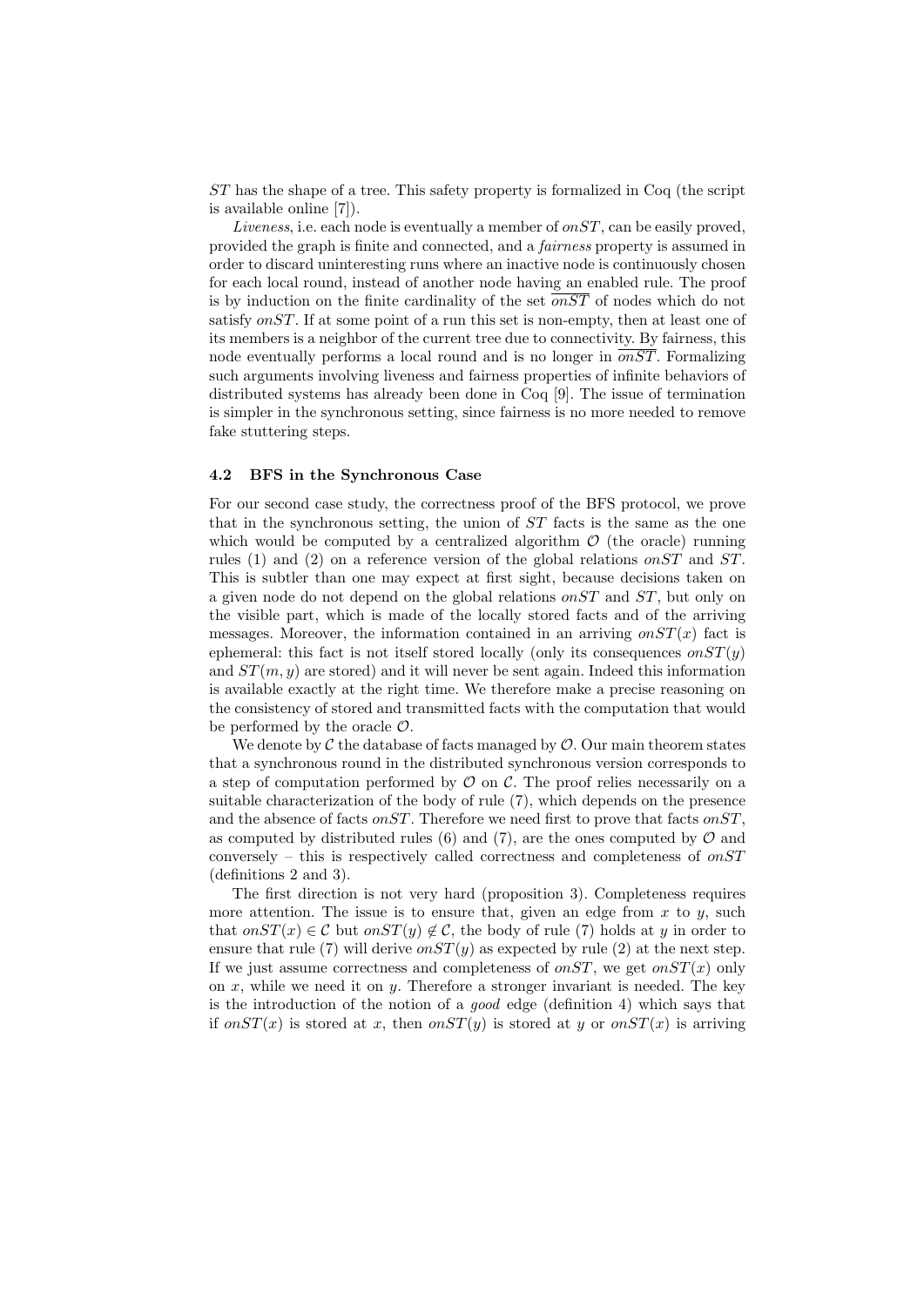$ST$ has the shape of a tree. This safety property is formalized in Coq (the script is available online [7]).

*Liveness*, i.e. each node is eventually a member of $onST$, can be easily proved, provided the graph is finite and connected, and a *fairness* property is assumed in order to discard uninteresting runs where an inactive node is continuously chosen for each local round, instead of another node having an enabled rule. The proof is by induction on the finite cardinality of the set $\overline{onST}$ of nodes which do not satisfy $onST$. If at some point of a run this set is non-empty, then at least one of its members is a neighbor of the current tree due to connectivity. By fairness, this node eventually performs a local round and is no longer in $\overline{onST}$. Formalizing such arguments involving liveness and fairness properties of infinite behaviors of distributed systems has already been done in Coq [9]. The issue of termination is simpler in the synchronous setting, since fairness is no more needed to remove fake stuttering steps.

### 4.2 BFS in the Synchronous Case

For our second case study, the correctness proof of the BFS protocol, we prove that in the synchronous setting, the union of $ST$ facts is the same as the one which would be computed by a centralized algorithm $\mathcal{O}$ (the oracle) running rules (1) and (2) on a reference version of the global relations $onST$ and $ST$. This is subtler than one may expect at first sight, because decisions taken on a given node do not depend on the global relations $onST$ and $ST$, but only on the visible part, which is made of the locally stored facts and of the arriving messages. Moreover, the information contained in an arriving $onST(x)$ fact is ephemeral: this fact is not itself stored locally (only its consequences $onST(y)$ and $ST(m, y)$ are stored) and it will never be sent again. Indeed this information is available exactly at the right time. We therefore make a precise reasoning on the consistency of stored and transmitted facts with the computation that would be performed by the oracle $\mathcal{O}$.

We denote by $\mathcal{C}$ the database of facts managed by $\mathcal{O}$. Our main theorem states that a synchronous round in the distributed synchronous version corresponds to a step of computation performed by $\mathcal{O}$ on $\mathcal{C}$. The proof relies necessarily on a suitable characterization of the body of rule (7), which depends on the presence and the absence of facts $onST$. Therefore we need first to prove that facts $onST$, as computed by distributed rules (6) and (7), are the ones computed by $\mathcal{O}$ and conversely – this is respectively called correctness and completeness of $onST$ (definitions 2 and 3).

The first direction is not very hard (proposition 3). Completeness requires more attention. The issue is to ensure that, given an edge from $x$ to $y$, such that $onST(x) \in \mathcal{C}$ but $onST(y) \notin \mathcal{C}$, the body of rule (7) holds at $y$ in order to ensure that rule (7) will derive $onST(y)$ as expected by rule (2) at the next step. If we just assume correctness and completeness of $onST$, we get $onST(x)$ only on $x$, while we need it on $y$. Therefore a stronger invariant is needed. The key is the introduction of the notion of a *good* edge (definition 4) which says that if $onST(x)$ is stored at $x$, then $onST(y)$ is stored at $y$ or $onST(x)$ is arriving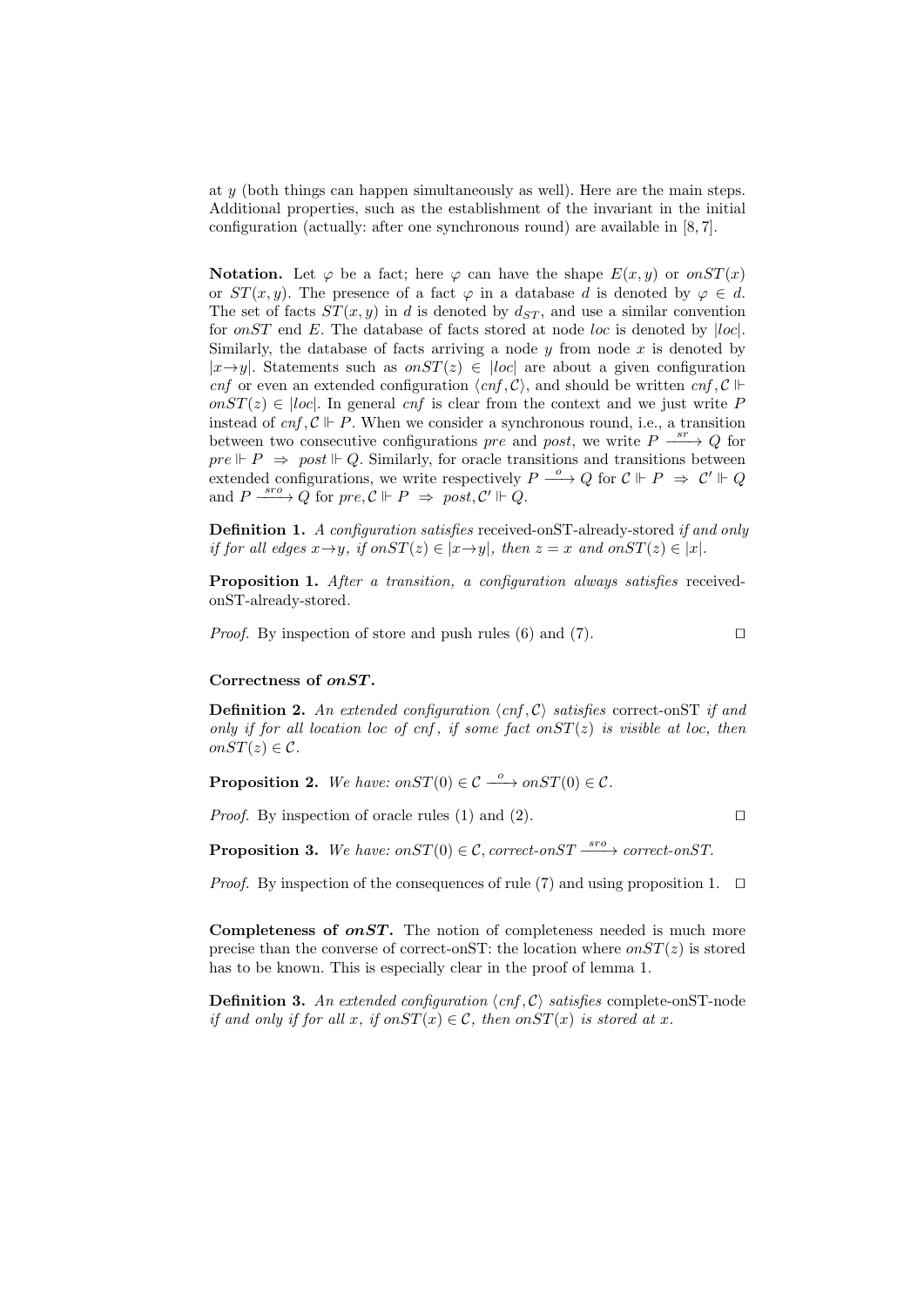at $y$ (both things can happen simultaneously as well). Here are the main steps. Additional properties, such as the establishment of the invariant in the initial configuration (actually: after one synchronous round) are available in [8, 7].

**Notation.** Let $\varphi$ be a fact; here $\varphi$ can have the shape $E(x, y)$ or $onST(x)$ or $ST(x, y)$. The presence of a fact $\varphi$ in a database $d$ is denoted by $\varphi \in d$. The set of facts $ST(x, y)$ in $d$ is denoted by $d_{ST}$, and use a similar convention for $onST$ end $E$. The database of facts stored at node $loc$ is denoted by $|loc|$. Similarly, the database of facts arriving a node $y$ from node $x$ is denoted by $|x \to y|$. Statements such as $onST(z) \in |loc|$ are about a given configuration $cnf$ or even an extended configuration $\langle cnf, \mathcal{C} \rangle$, and should be written $cnf, \mathcal{C} \Vdash onST(z) \in |loc|$. In general $cnf$ is clear from the context and we just write $P$ instead of $cnf, \mathcal{C} \Vdash P$. When we consider a synchronous round, i.e., a transition between two consecutive configurations $pre$ and $post$, we write $P \xrightarrow{sr} Q$ for $pre \Vdash P \;\Rightarrow\; post \Vdash Q$. Similarly, for oracle transitions and transitions between extended configurations, we write respectively $P \xrightarrow{o} Q$ for $\mathcal{C} \Vdash P \;\Rightarrow\; \mathcal{C}' \Vdash Q$ and $P \xrightarrow{sro} Q$ for $pre, \mathcal{C} \Vdash P \;\Rightarrow\; post, \mathcal{C}' \Vdash Q$.

**Definition 1.** *A configuration satisfies* received-onST-already-stored *if and only if for all edges $x \to y$, if $onST(z) \in |x \to y|$, then $z = x$ and $onST(z) \in |x|$.*

**Proposition 1.** *After a transition, a configuration always satisfies* received-onST-already-stored*.*

*Proof.* By inspection of store and push rules (6) and (7). □

**Correctness of $onST$.**

**Definition 2.** *An extended configuration $\langle cnf, \mathcal{C} \rangle$ satisfies* correct-onST *if and only if for all location loc of cnf, if some fact $onST(z)$ is visible at loc, then $onST(z) \in \mathcal{C}$.*

**Proposition 2.** *We have: $onST(0) \in \mathcal{C} \xrightarrow{o} onST(0) \in \mathcal{C}$.*

*Proof.* By inspection of oracle rules (1) and (2). □

**Proposition 3.** *We have: $onST(0) \in \mathcal{C}$, correct-onST $\xrightarrow{sro}$ correct-onST.*

*Proof.* By inspection of the consequences of rule (7) and using proposition 1. □

**Completeness of $onST$.** The notion of completeness needed is much more precise than the converse of correct-onST: the location where $onST(z)$ is stored has to be known. This is especially clear in the proof of lemma 1.

**Definition 3.** *An extended configuration $\langle cnf, \mathcal{C} \rangle$ satisfies* complete-onST-node *if and only if for all $x$, if $onST(x) \in \mathcal{C}$, then $onST(x)$ is stored at $x$.*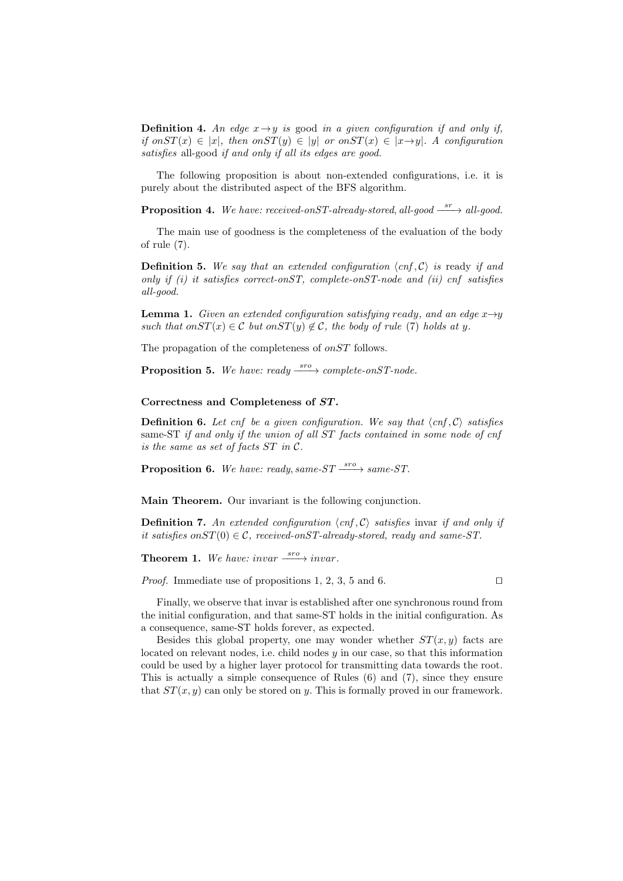**Definition 4.** *An edge $x \rightarrow y$ is* good *in a given configuration if and only if, if $onST(x) \in |x|$, then $onST(y) \in |y|$ or $onST(x) \in |x \rightarrow y|$. A configuration satisfies* all-good *if and only if all its edges are good.*

The following proposition is about non-extended configurations, i.e. it is purely about the distributed aspect of the BFS algorithm.

**Proposition 4.** *We have: received-onST-already-stored, all-good $\xrightarrow{sr}$ all-good.*

The main use of goodness is the completeness of the evaluation of the body of rule (7).

**Definition 5.** *We say that an extended configuration $\langle cnf, \mathcal{C} \rangle$ is* ready *if and only if (i) it satisfies correct-onST, complete-onST-node and (ii) cnf satisfies all-good.*

**Lemma 1.** *Given an extended configuration satisfying ready, and an edge $x \rightarrow y$ such that $onST(x) \in \mathcal{C}$ but $onST(y) \notin \mathcal{C}$, the body of rule (7) holds at $y$.*

The propagation of the completeness of $onST$ follows.

**Proposition 5.** *We have: ready $\xrightarrow{sro}$ complete-onST-node.*

### Correctness and Completeness of *ST*.

**Definition 6.** *Let cnf be a given configuration. We say that $\langle cnf, \mathcal{C} \rangle$ satisfies* same-ST *if and only if the union of all ST facts contained in some node of cnf is the same as set of facts ST in $\mathcal{C}$.*

**Proposition 6.** *We have: ready, same-ST $\xrightarrow{sro}$ same-ST.*

**Main Theorem.** Our invariant is the following conjunction.

**Definition 7.** *An extended configuration $\langle cnf, \mathcal{C} \rangle$ satisfies* invar *if and only if it satisfies $onST(0) \in \mathcal{C}$, received-onST-already-stored, ready and same-ST.*

**Theorem 1.** *We have: invar $\xrightarrow{sro}$ invar.*

*Proof.* Immediate use of propositions 1, 2, 3, 5 and 6. □

Finally, we observe that invar is established after one synchronous round from the initial configuration, and that same-ST holds in the initial configuration. As a consequence, same-ST holds forever, as expected.

Besides this global property, one may wonder whether $ST(x, y)$ facts are located on relevant nodes, i.e. child nodes $y$ in our case, so that this information could be used by a higher layer protocol for transmitting data towards the root. This is actually a simple consequence of Rules (6) and (7), since they ensure that $ST(x, y)$ can only be stored on $y$. This is formally proved in our framework.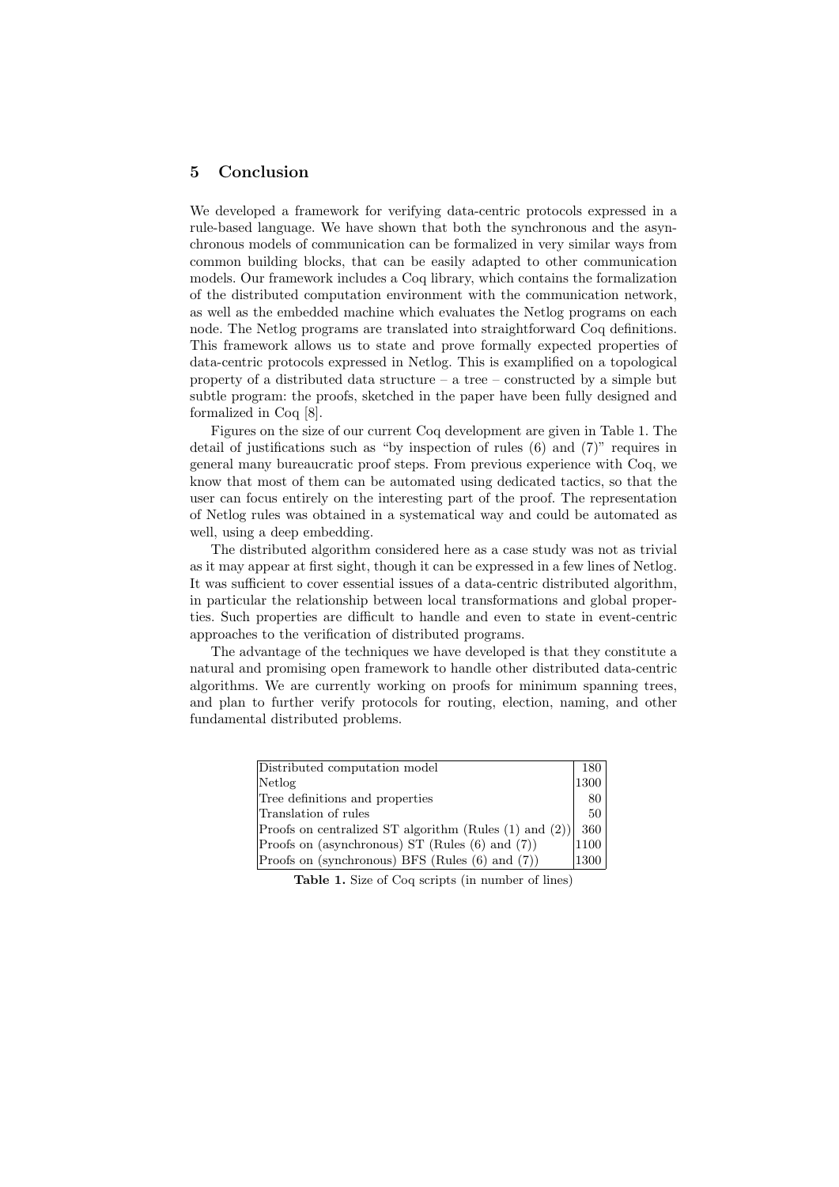## 5 Conclusion

We developed a framework for verifying data-centric protocols expressed in a rule-based language. We have shown that both the synchronous and the asynchronous models of communication can be formalized in very similar ways from common building blocks, that can be easily adapted to other communication models. Our framework includes a Coq library, which contains the formalization of the distributed computation environment with the communication network, as well as the embedded machine which evaluates the Netlog programs on each node. The Netlog programs are translated into straightforward Coq definitions. This framework allows us to state and prove formally expected properties of data-centric protocols expressed in Netlog. This is examplified on a topological property of a distributed data structure – a tree – constructed by a simple but subtle program: the proofs, sketched in the paper have been fully designed and formalized in Coq [8].

Figures on the size of our current Coq development are given in Table 1. The detail of justifications such as "by inspection of rules (6) and (7)" requires in general many bureaucratic proof steps. From previous experience with Coq, we know that most of them can be automated using dedicated tactics, so that the user can focus entirely on the interesting part of the proof. The representation of Netlog rules was obtained in a systematical way and could be automated as well, using a deep embedding.

The distributed algorithm considered here as a case study was not as trivial as it may appear at first sight, though it can be expressed in a few lines of Netlog. It was sufficient to cover essential issues of a data-centric distributed algorithm, in particular the relationship between local transformations and global properties. Such properties are difficult to handle and even to state in event-centric approaches to the verification of distributed programs.

The advantage of the techniques we have developed is that they constitute a natural and promising open framework to handle other distributed data-centric algorithms. We are currently working on proofs for minimum spanning trees, and plan to further verify protocols for routing, election, naming, and other fundamental distributed problems.

| | |
|---|---|
| Distributed computation model | 180 |
| Netlog | 1300 |
| Tree definitions and properties | 80 |
| Translation of rules | 50 |
| Proofs on centralized ST algorithm (Rules (1) and (2)) | 360 |
| Proofs on (asynchronous) ST (Rules (6) and (7)) | 1100 |
| Proofs on (synchronous) BFS (Rules (6) and (7)) | 1300 |

**Table 1.** Size of Coq scripts (in number of lines)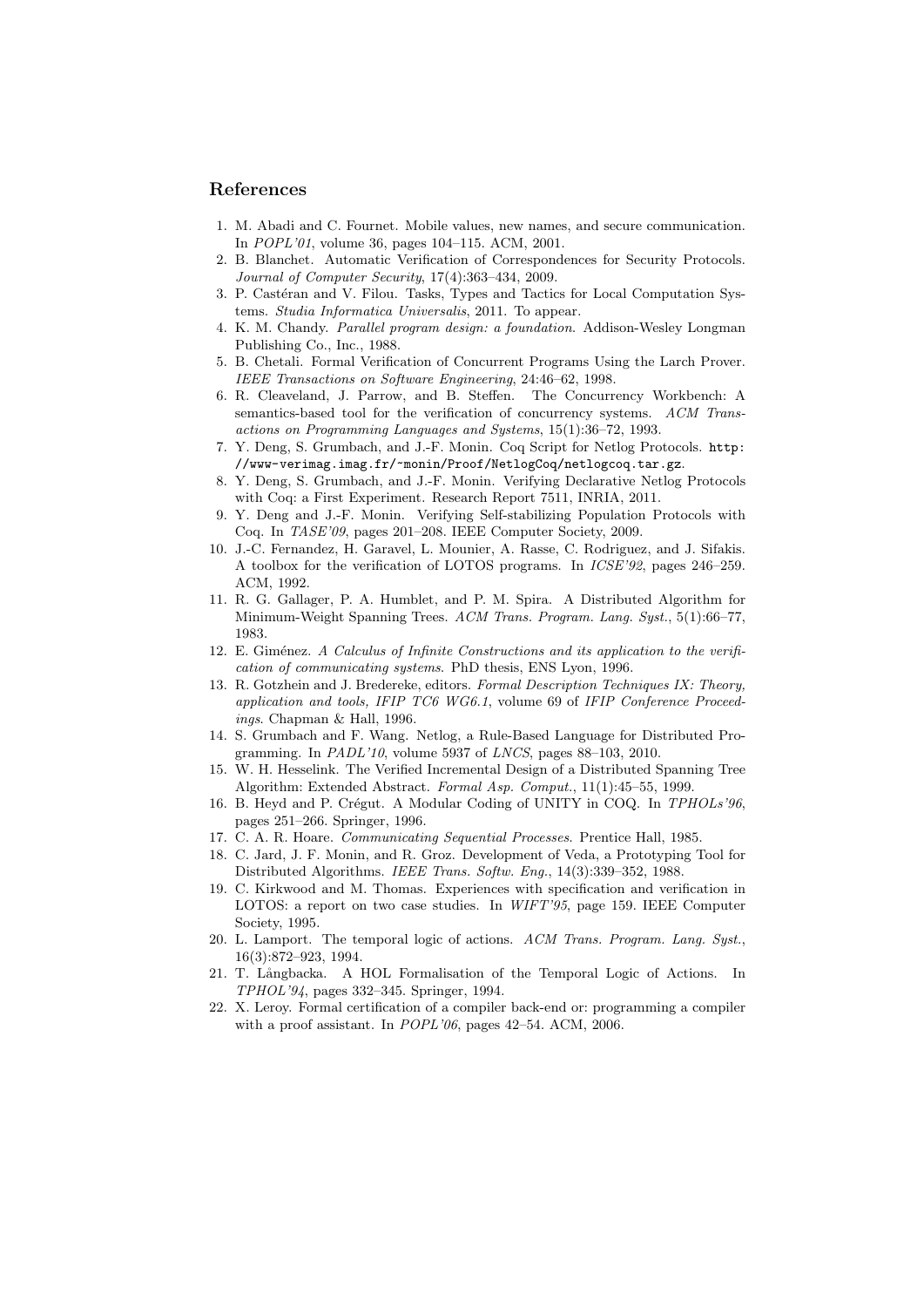## References

1. M. Abadi and C. Fournet. Mobile values, new names, and secure communication. In *POPL'01*, volume 36, pages 104–115. ACM, 2001.
2. B. Blanchet. Automatic Verification of Correspondences for Security Protocols. *Journal of Computer Security*, 17(4):363–434, 2009.
3. P. Castéran and V. Filou. Tasks, Types and Tactics for Local Computation Systems. *Studia Informatica Universalis*, 2011. To appear.
4. K. M. Chandy. *Parallel program design: a foundation*. Addison-Wesley Longman Publishing Co., Inc., 1988.
5. B. Chetali. Formal Verification of Concurrent Programs Using the Larch Prover. *IEEE Transactions on Software Engineering*, 24:46–62, 1998.
6. R. Cleaveland, J. Parrow, and B. Steffen. The Concurrency Workbench: A semantics-based tool for the verification of concurrency systems. *ACM Transactions on Programming Languages and Systems*, 15(1):36–72, 1993.
7. Y. Deng, S. Grumbach, and J.-F. Monin. Coq Script for Netlog Protocols. `http://www-verimag.imag.fr/~monin/Proof/NetlogCoq/netlogcoq.tar.gz`.
8. Y. Deng, S. Grumbach, and J.-F. Monin. Verifying Declarative Netlog Protocols with Coq: a First Experiment. Research Report 7511, INRIA, 2011.
9. Y. Deng and J.-F. Monin. Verifying Self-stabilizing Population Protocols with Coq. In *TASE'09*, pages 201–208. IEEE Computer Society, 2009.
10. J.-C. Fernandez, H. Garavel, L. Mounier, A. Rasse, C. Rodriguez, and J. Sifakis. A toolbox for the verification of LOTOS programs. In *ICSE'92*, pages 246–259. ACM, 1992.
11. R. G. Gallager, P. A. Humblet, and P. M. Spira. A Distributed Algorithm for Minimum-Weight Spanning Trees. *ACM Trans. Program. Lang. Syst.*, 5(1):66–77, 1983.
12. E. Giménez. *A Calculus of Infinite Constructions and its application to the verification of communicating systems*. PhD thesis, ENS Lyon, 1996.
13. R. Gotzhein and J. Bredereke, editors. *Formal Description Techniques IX: Theory, application and tools, IFIP TC6 WG6.1*, volume 69 of *IFIP Conference Proceedings*. Chapman & Hall, 1996.
14. S. Grumbach and F. Wang. Netlog, a Rule-Based Language for Distributed Programming. In *PADL'10*, volume 5937 of *LNCS*, pages 88–103, 2010.
15. W. H. Hesselink. The Verified Incremental Design of a Distributed Spanning Tree Algorithm: Extended Abstract. *Formal Asp. Comput.*, 11(1):45–55, 1999.
16. B. Heyd and P. Crégut. A Modular Coding of UNITY in COQ. In *TPHOLs'96*, pages 251–266. Springer, 1996.
17. C. A. R. Hoare. *Communicating Sequential Processes*. Prentice Hall, 1985.
18. C. Jard, J. F. Monin, and R. Groz. Development of Veda, a Prototyping Tool for Distributed Algorithms. *IEEE Trans. Softw. Eng.*, 14(3):339–352, 1988.
19. C. Kirkwood and M. Thomas. Experiences with specification and verification in LOTOS: a report on two case studies. In *WIFT'95*, page 159. IEEE Computer Society, 1995.
20. L. Lamport. The temporal logic of actions. *ACM Trans. Program. Lang. Syst.*, 16(3):872–923, 1994.
21. T. Långbacka. A HOL Formalisation of the Temporal Logic of Actions. In *TPHOL'94*, pages 332–345. Springer, 1994.
22. X. Leroy. Formal certification of a compiler back-end or: programming a compiler with a proof assistant. In *POPL'06*, pages 42–54. ACM, 2006.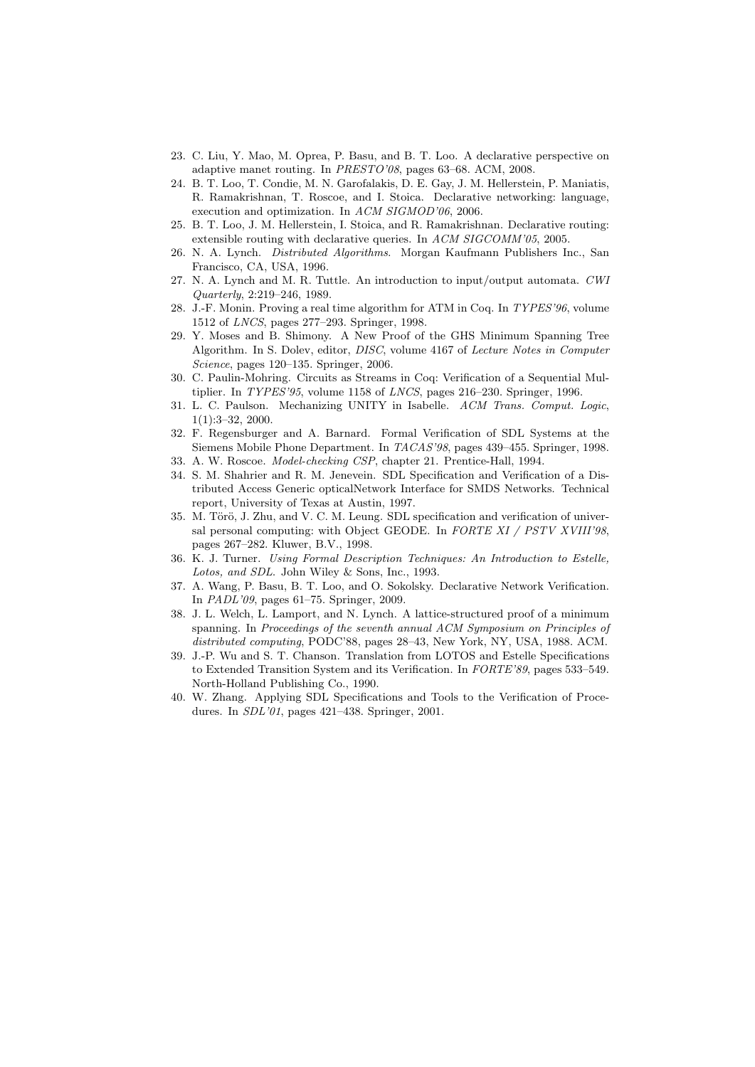23. C. Liu, Y. Mao, M. Oprea, P. Basu, and B. T. Loo. A declarative perspective on adaptive manet routing. In *PRESTO'08*, pages 63–68. ACM, 2008.
24. B. T. Loo, T. Condie, M. N. Garofalakis, D. E. Gay, J. M. Hellerstein, P. Maniatis, R. Ramakrishnan, T. Roscoe, and I. Stoica. Declarative networking: language, execution and optimization. In *ACM SIGMOD'06*, 2006.
25. B. T. Loo, J. M. Hellerstein, I. Stoica, and R. Ramakrishnan. Declarative routing: extensible routing with declarative queries. In *ACM SIGCOMM'05*, 2005.
26. N. A. Lynch. *Distributed Algorithms*. Morgan Kaufmann Publishers Inc., San Francisco, CA, USA, 1996.
27. N. A. Lynch and M. R. Tuttle. An introduction to input/output automata. *CWI Quarterly*, 2:219–246, 1989.
28. J.-F. Monin. Proving a real time algorithm for ATM in Coq. In *TYPES'96*, volume 1512 of *LNCS*, pages 277–293. Springer, 1998.
29. Y. Moses and B. Shimony. A New Proof of the GHS Minimum Spanning Tree Algorithm. In S. Dolev, editor, *DISC*, volume 4167 of *Lecture Notes in Computer Science*, pages 120–135. Springer, 2006.
30. C. Paulin-Mohring. Circuits as Streams in Coq: Verification of a Sequential Multiplier. In *TYPES'95*, volume 1158 of *LNCS*, pages 216–230. Springer, 1996.
31. L. C. Paulson. Mechanizing UNITY in Isabelle. *ACM Trans. Comput. Logic*, 1(1):3–32, 2000.
32. F. Regensburger and A. Barnard. Formal Verification of SDL Systems at the Siemens Mobile Phone Department. In *TACAS'98*, pages 439–455. Springer, 1998.
33. A. W. Roscoe. *Model-checking CSP*, chapter 21. Prentice-Hall, 1994.
34. S. M. Shahrier and R. M. Jenevein. SDL Specification and Verification of a Distributed Access Generic opticalNetwork Interface for SMDS Networks. Technical report, University of Texas at Austin, 1997.
35. M. Törö, J. Zhu, and V. C. M. Leung. SDL specification and verification of universal personal computing: with Object GEODE. In *FORTE XI / PSTV XVIII'98*, pages 267–282. Kluwer, B.V., 1998.
36. K. J. Turner. *Using Formal Description Techniques: An Introduction to Estelle, Lotos, and SDL*. John Wiley & Sons, Inc., 1993.
37. A. Wang, P. Basu, B. T. Loo, and O. Sokolsky. Declarative Network Verification. In *PADL'09*, pages 61–75. Springer, 2009.
38. J. L. Welch, L. Lamport, and N. Lynch. A lattice-structured proof of a minimum spanning. In *Proceedings of the seventh annual ACM Symposium on Principles of distributed computing*, PODC'88, pages 28–43, New York, NY, USA, 1988. ACM.
39. J.-P. Wu and S. T. Chanson. Translation from LOTOS and Estelle Specifications to Extended Transition System and its Verification. In *FORTE'89*, pages 533–549. North-Holland Publishing Co., 1990.
40. W. Zhang. Applying SDL Specifications and Tools to the Verification of Procedures. In *SDL'01*, pages 421–438. Springer, 2001.